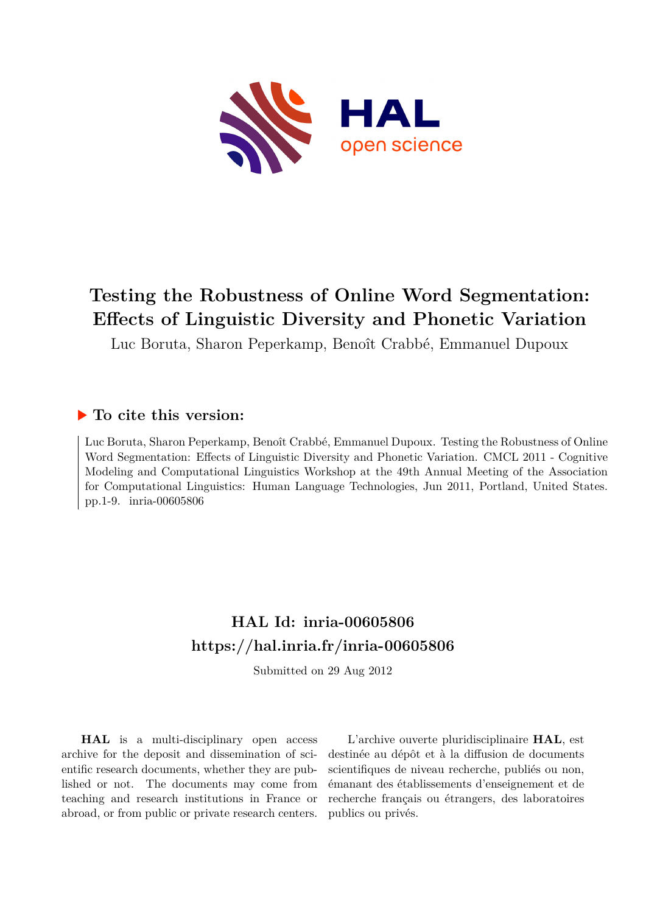# Testing the Robustness of Online Word Segmentation: Effects of Linguistic Diversity and Phonetic Variation

Luc Boruta, Sharon Peperkamp, Benoît Crabbé, Emmanuel Dupoux

## ▶ To cite this version:

Luc Boruta, Sharon Peperkamp, Benoît Crabbé, Emmanuel Dupoux. Testing the Robustness of Online Word Segmentation: Effects of Linguistic Diversity and Phonetic Variation. CMCL 2011 - Cognitive Modeling and Computational Linguistics Workshop at the 49th Annual Meeting of the Association for Computational Linguistics: Human Language Technologies, Jun 2011, Portland, United States. pp.1-9. inria-00605806

## HAL Id: inria-00605806

## https://hal.inria.fr/inria-00605806

Submitted on 29 Aug 2012

**HAL** is a multi-disciplinary open access archive for the deposit and dissemination of scientific research documents, whether they are published or not. The documents may come from teaching and research institutions in France or abroad, or from public or private research centers.

L'archive ouverte pluridisciplinaire **HAL**, est destinée au dépôt et à la diffusion de documents scientifiques de niveau recherche, publiés ou non, émanant des établissements d'enseignement et de recherche français ou étrangers, des laboratoires publics ou privés.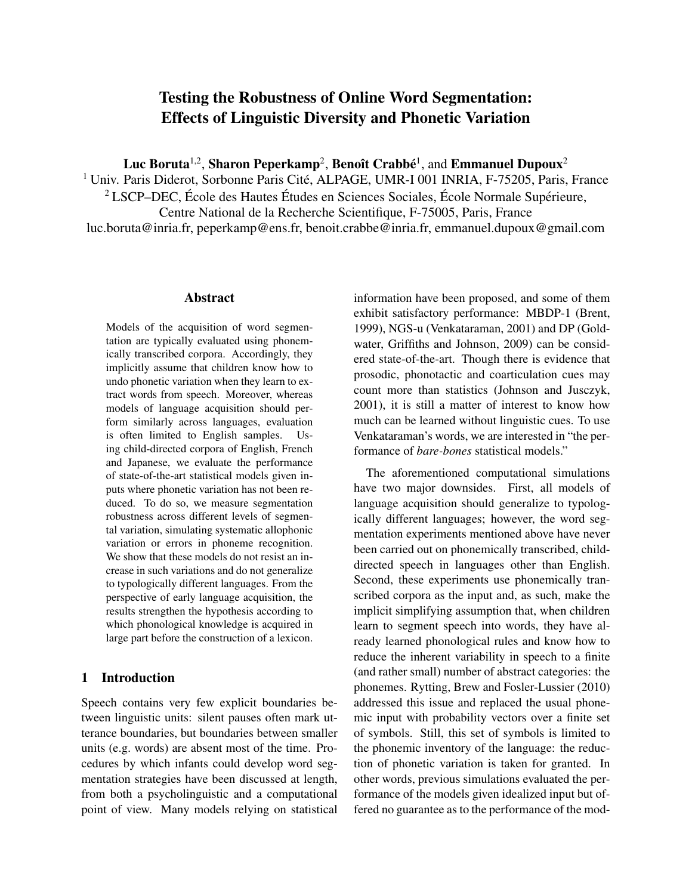# Testing the Robustness of Online Word Segmentation: Effects of Linguistic Diversity and Phonetic Variation

**Luc Boruta**[1,2], **Sharon Peperkamp**[2], **Benoît Crabbé**[1], and **Emmanuel Dupoux**[2]

[1] Univ. Paris Diderot, Sorbonne Paris Cité, ALPAGE, UMR-I 001 INRIA, F-75205, Paris, France

[2] LSCP–DEC, École des Hautes Études en Sciences Sociales, École Normale Supérieure, Centre National de la Recherche Scientifique, F-75005, Paris, France

luc.boruta@inria.fr, peperkamp@ens.fr, benoit.crabbe@inria.fr, emmanuel.dupoux@gmail.com

## Abstract

Models of the acquisition of word segmentation are typically evaluated using phonemically transcribed corpora. Accordingly, they implicitly assume that children know how to undo phonetic variation when they learn to extract words from speech. Moreover, whereas models of language acquisition should perform similarly across languages, evaluation is often limited to English samples. Using child-directed corpora of English, French and Japanese, we evaluate the performance of state-of-the-art statistical models given inputs where phonetic variation has not been reduced. To do so, we measure segmentation robustness across different levels of segmental variation, simulating systematic allophonic variation or errors in phoneme recognition. We show that these models do not resist an increase in such variations and do not generalize to typologically different languages. From the perspective of early language acquisition, the results strengthen the hypothesis according to which phonological knowledge is acquired in large part before the construction of a lexicon.

## 1 Introduction

Speech contains very few explicit boundaries between linguistic units: silent pauses often mark utterance boundaries, but boundaries between smaller units (e.g. words) are absent most of the time. Procedures by which infants could develop word segmentation strategies have been discussed at length, from both a psycholinguistic and a computational point of view. Many models relying on statistical information have been proposed, and some of them exhibit satisfactory performance: MBDP-1 (Brent, 1999), NGS-u (Venkataraman, 2001) and DP (Goldwater, Griffiths and Johnson, 2009) can be considered state-of-the-art. Though there is evidence that prosodic, phonotactic and coarticulation cues may count more than statistics (Johnson and Jusczyk, 2001), it is still a matter of interest to know how much can be learned without linguistic cues. To use Venkataraman's words, we are interested in "the performance of *bare-bones* statistical models."

The aforementioned computational simulations have two major downsides. First, all models of language acquisition should generalize to typologically different languages; however, the word segmentation experiments mentioned above have never been carried out on phonemically transcribed, child-directed speech in languages other than English. Second, these experiments use phonemically transcribed corpora as the input and, as such, make the implicit simplifying assumption that, when children learn to segment speech into words, they have already learned phonological rules and know how to reduce the inherent variability in speech to a finite (and rather small) number of abstract categories: the phonemes. Rytting, Brew and Fosler-Lussier (2010) addressed this issue and replaced the usual phonemic input with probability vectors over a finite set of symbols. Still, this set of symbols is limited to the phonemic inventory of the language: the reduction of phonetic variation is taken for granted. In other words, previous simulations evaluated the performance of the models given idealized input but offered no guarantee as to the performance of the mod-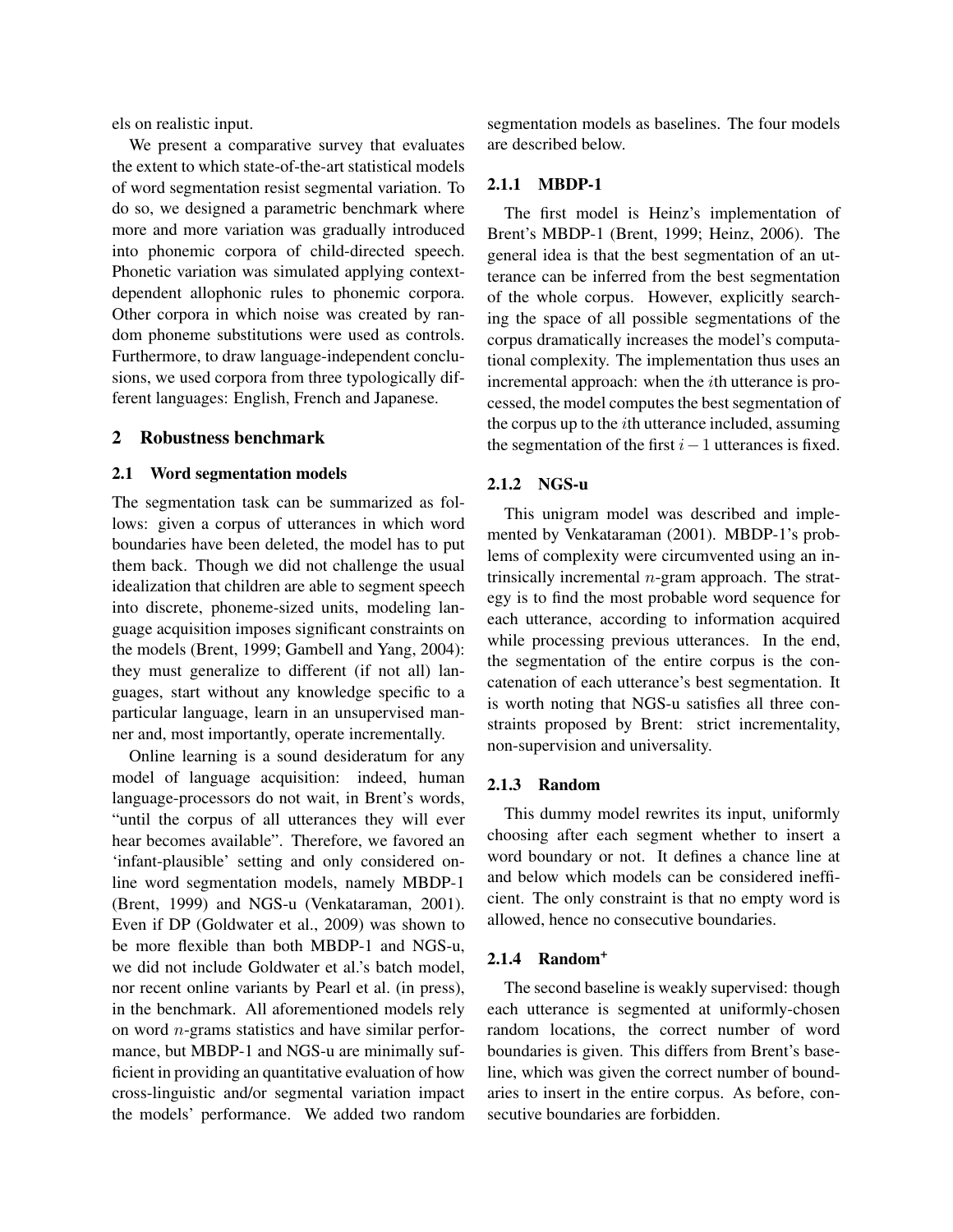els on realistic input.

We present a comparative survey that evaluates the extent to which state-of-the-art statistical models of word segmentation resist segmental variation. To do so, we designed a parametric benchmark where more and more variation was gradually introduced into phonemic corpora of child-directed speech. Phonetic variation was simulated applying context-dependent allophonic rules to phonemic corpora. Other corpora in which noise was created by random phoneme substitutions were used as controls. Furthermore, to draw language-independent conclusions, we used corpora from three typologically different languages: English, French and Japanese.

## 2 Robustness benchmark

### 2.1 Word segmentation models

The segmentation task can be summarized as follows: given a corpus of utterances in which word boundaries have been deleted, the model has to put them back. Though we did not challenge the usual idealization that children are able to segment speech into discrete, phoneme-sized units, modeling language acquisition imposes significant constraints on the models (Brent, 1999; Gambell and Yang, 2004): they must generalize to different (if not all) languages, start without any knowledge specific to a particular language, learn in an unsupervised manner and, most importantly, operate incrementally.

Online learning is a sound desideratum for any model of language acquisition: indeed, human language-processors do not wait, in Brent's words, "until the corpus of all utterances they will ever hear becomes available". Therefore, we favored an 'infant-plausible' setting and only considered online word segmentation models, namely MBDP-1 (Brent, 1999) and NGS-u (Venkataraman, 2001). Even if DP (Goldwater et al., 2009) was shown to be more flexible than both MBDP-1 and NGS-u, we did not include Goldwater et al.'s batch model, nor recent online variants by Pearl et al. (in press), in the benchmark. All aforementioned models rely on word $n$-grams statistics and have similar performance, but MBDP-1 and NGS-u are minimally sufficient in providing an quantitative evaluation of how cross-linguistic and/or segmental variation impact the models' performance. We added two random segmentation models as baselines. The four models are described below.

#### 2.1.1 MBDP-1

The first model is Heinz's implementation of Brent's MBDP-1 (Brent, 1999; Heinz, 2006). The general idea is that the best segmentation of an utterance can be inferred from the best segmentation of the whole corpus. However, explicitly searching the space of all possible segmentations of the corpus dramatically increases the model's computational complexity. The implementation thus uses an incremental approach: when the $i$th utterance is processed, the model computes the best segmentation of the corpus up to the $i$th utterance included, assuming the segmentation of the first $i-1$ utterances is fixed.

#### 2.1.2 NGS-u

This unigram model was described and implemented by Venkataraman (2001). MBDP-1's problems of complexity were circumvented using an intrinsically incremental $n$-gram approach. The strategy is to find the most probable word sequence for each utterance, according to information acquired while processing previous utterances. In the end, the segmentation of the entire corpus is the concatenation of each utterance's best segmentation. It is worth noting that NGS-u satisfies all three constraints proposed by Brent: strict incrementality, non-supervision and universality.

#### 2.1.3 Random

This dummy model rewrites its input, uniformly choosing after each segment whether to insert a word boundary or not. It defines a chance line at and below which models can be considered inefficient. The only constraint is that no empty word is allowed, hence no consecutive boundaries.

#### 2.1.4 Random$^{+}$

The second baseline is weakly supervised: though each utterance is segmented at uniformly-chosen random locations, the correct number of word boundaries is given. This differs from Brent's baseline, which was given the correct number of boundaries to insert in the entire corpus. As before, consecutive boundaries are forbidden.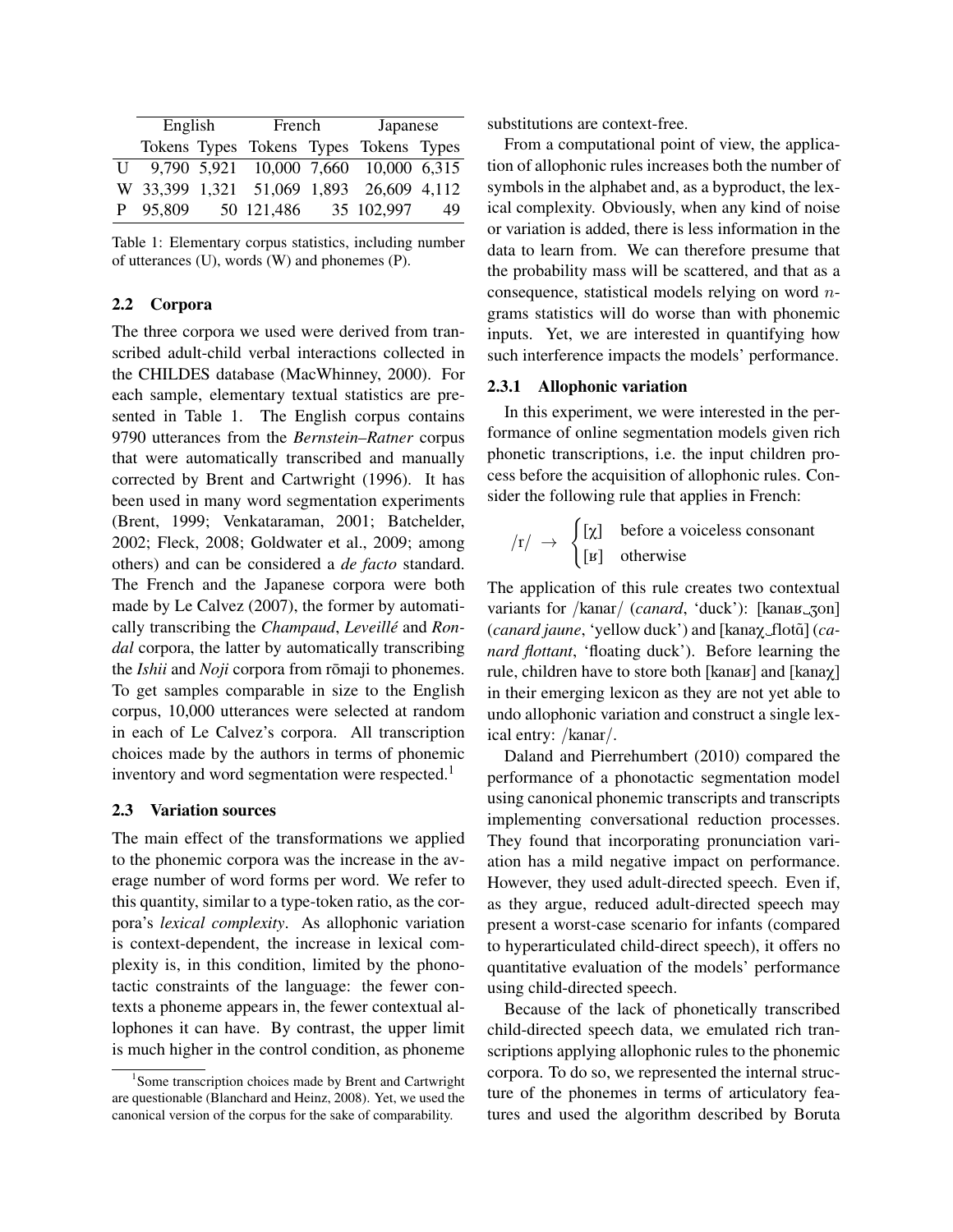| | English | | French | | Japanese | |
|---|---|---|---|---|---|---|
| | Tokens | Types | Tokens | Types | Tokens | Types |
| U | 9,790 | 5,921 | 10,000 | 7,660 | 10,000 | 6,315 |
| W | 33,399 | 1,321 | 51,069 | 1,893 | 26,609 | 4,112 |
| P | 95,809 | 50 | 121,486 | 35 | 102,997 | 49 |

Table 1: Elementary corpus statistics, including number of utterances (U), words (W) and phonemes (P).

### 2.2 Corpora

The three corpora we used were derived from transcribed adult-child verbal interactions collected in the CHILDES database (MacWhinney, 2000). For each sample, elementary textual statistics are presented in Table 1. The English corpus contains 9790 utterances from the *Bernstein–Ratner* corpus that were automatically transcribed and manually corrected by Brent and Cartwright (1996). It has been used in many word segmentation experiments (Brent, 1999; Venkataraman, 2001; Batchelder, 2002; Fleck, 2008; Goldwater et al., 2009; among others) and can be considered a *de facto* standard. The French and the Japanese corpora were both made by Le Calvez (2007), the former by automatically transcribing the *Champaud*, *Leveillé* and *Rondal* corpora, the latter by automatically transcribing the *Ishii* and *Noji* corpora from rōmaji to phonemes. To get samples comparable in size to the English corpus, 10,000 utterances were selected at random in each of Le Calvez's corpora. All transcription choices made by the authors in terms of phonemic inventory and word segmentation were respected.[1]

### 2.3 Variation sources

The main effect of the transformations we applied to the phonemic corpora was the increase in the average number of word forms per word. We refer to this quantity, similar to a type-token ratio, as the corpora's *lexical complexity*. As allophonic variation is context-dependent, the increase in lexical complexity is, in this condition, limited by the phonotactic constraints of the language: the fewer contexts a phoneme appears in, the fewer contextual allophones it can have. By contrast, the upper limit is much higher in the control condition, as phoneme substitutions are context-free.

From a computational point of view, the application of allophonic rules increases both the number of symbols in the alphabet and, as a byproduct, the lexical complexity. Obviously, when any kind of noise or variation is added, there is less information in the data to learn from. We can therefore presume that the probability mass will be scattered, and that as a consequence, statistical models relying on word $n$-grams statistics will do worse than with phonemic inputs. Yet, we are interested in quantifying how such interference impacts the models' performance.

#### 2.3.1 Allophonic variation

In this experiment, we were interested in the performance of online segmentation models given rich phonetic transcriptions, i.e. the input children process before the acquisition of allophonic rules. Consider the following rule that applies in French:

$$/\text{r}/ \;\rightarrow\; \begin{cases} [\chi] & \text{before a voiceless consonant} \\ [\text{ʁ}] & \text{otherwise} \end{cases}$$

The application of this rule creates two contextual variants for /kanar/ (*canard*, 'duck'): [kanaʁ_ʒon] (*canard jaune*, 'yellow duck') and [kanaχ_flotɑ̃] (*canard flottant*, 'floating duck'). Before learning the rule, children have to store both [kanaʁ] and [kanaχ] in their emerging lexicon as they are not yet able to undo allophonic variation and construct a single lexical entry: /kanar/.

Daland and Pierrehumbert (2010) compared the performance of a phonotactic segmentation model using canonical phonemic transcripts and transcripts implementing conversational reduction processes. They found that incorporating pronunciation variation has a mild negative impact on performance. However, they used adult-directed speech. Even if, as they argue, reduced adult-directed speech may present a worst-case scenario for infants (compared to hyperarticulated child-direct speech), it offers no quantitative evaluation of the models' performance using child-directed speech.

Because of the lack of phonetically transcribed child-directed speech data, we emulated rich transcriptions applying allophonic rules to the phonemic corpora. To do so, we represented the internal structure of the phonemes in terms of articulatory features and used the algorithm described by Boruta

[1] Some transcription choices made by Brent and Cartwright are questionable (Blanchard and Heinz, 2008). Yet, we used the canonical version of the corpus for the sake of comparability.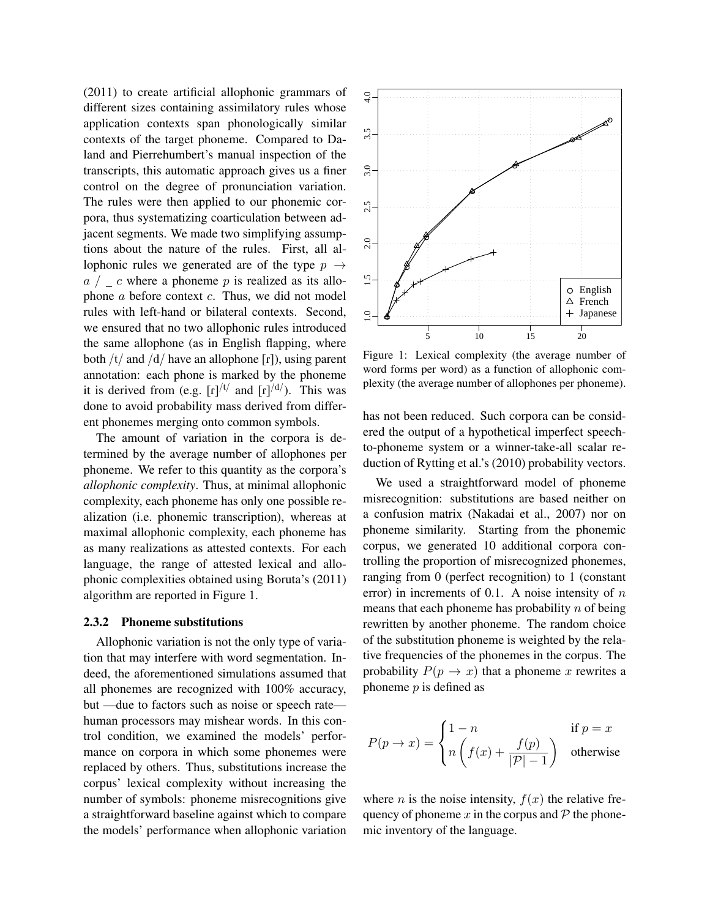(2011) to create artificial allophonic grammars of different sizes containing assimilatory rules whose application contexts span phonologically similar contexts of the target phoneme. Compared to Daland and Pierrehumbert's manual inspection of the transcripts, this automatic approach gives us a finer control on the degree of pronunciation variation. The rules were then applied to our phonemic corpora, thus systematizing coarticulation between adjacent segments. We made two simplifying assumptions about the nature of the rules. First, all allophonic rules we generated are of the type $p \rightarrow a \ / \ \_ \ c$ where a phoneme $p$ is realized as its allophone $a$ before context $c$. Thus, we did not model rules with left-hand or bilateral contexts. Second, we ensured that no two allophonic rules introduced the same allophone (as in English flapping, where both /t/ and /d/ have an allophone [ɾ]), using parent annotation: each phone is marked by the phoneme it is derived from (e.g. $[\text{ɾ}]^{/\text{t}/}$ and $[\text{ɾ}]^{/\text{d}/}$). This was done to avoid probability mass derived from different phonemes merging onto common symbols.

The amount of variation in the corpora is determined by the average number of allophones per phoneme. We refer to this quantity as the corpora's *allophonic complexity*. Thus, at minimal allophonic complexity, each phoneme has only one possible realization (i.e. phonemic transcription), whereas at maximal allophonic complexity, each phoneme has as many realizations as attested contexts. For each language, the range of attested lexical and allophonic complexities obtained using Boruta's (2011) algorithm are reported in Figure 1.

Figure 1: Lexical complexity (the average number of word forms per word) as a function of allophonic complexity (the average number of allophones per phoneme).

### 2.3.2 Phoneme substitutions

Allophonic variation is not the only type of variation that may interfere with word segmentation. Indeed, the aforementioned simulations assumed that all phonemes are recognized with 100% accuracy, but —due to factors such as noise or speech rate— human processors may mishear words. In this control condition, we examined the models' performance on corpora in which some phonemes were replaced by others. Thus, substitutions increase the corpus' lexical complexity without increasing the number of symbols: phoneme misrecognitions give a straightforward baseline against which to compare the models' performance when allophonic variation has not been reduced. Such corpora can be considered the output of a hypothetical imperfect speech-to-phoneme system or a winner-take-all scalar reduction of Rytting et al.'s (2010) probability vectors.

We used a straightforward model of phoneme misrecognition: substitutions are based neither on a confusion matrix (Nakadai et al., 2007) nor on phoneme similarity. Starting from the phonemic corpus, we generated 10 additional corpora controlling the proportion of misrecognized phonemes, ranging from 0 (perfect recognition) to 1 (constant error) in increments of 0.1. A noise intensity of $n$ means that each phoneme has probability $n$ of being rewritten by another phoneme. The random choice of the substitution phoneme is weighted by the relative frequencies of the phonemes in the corpus. The probability $P(p \rightarrow x)$ that a phoneme $x$ rewrites a phoneme $p$ is defined as

$$P(p \rightarrow x) = \begin{cases} 1 - n & \text{if } p = x \\ n \left( f(x) + \dfrac{f(p)}{|\mathcal{P}| - 1} \right) & \text{otherwise} \end{cases}$$

where $n$ is the noise intensity, $f(x)$ the relative frequency of phoneme $x$ in the corpus and $\mathcal{P}$ the phonemic inventory of the language.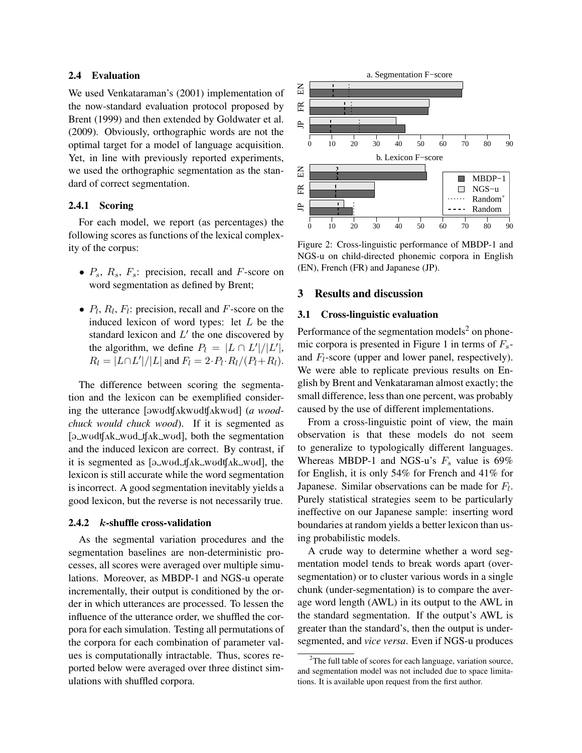### 2.4 Evaluation

We used Venkataraman's (2001) implementation of the now-standard evaluation protocol proposed by Brent (1999) and then extended by Goldwater et al. (2009). Obviously, orthographic words are not the optimal target for a model of language acquisition. Yet, in line with previously reported experiments, we used the orthographic segmentation as the standard of correct segmentation.

#### 2.4.1 Scoring

For each model, we report (as percentages) the following scores as functions of the lexical complexity of the corpus:

- $P_s$, $R_s$, $F_s$: precision, recall and $F$-score on word segmentation as defined by Brent;
- $P_l$, $R_l$, $F_l$: precision, recall and $F$-score on the induced lexicon of word types: let $L$ be the standard lexicon and $L'$ the one discovered by the algorithm, we define $P_l = |L \cap L'|/|L'|$, $R_l = |L \cap L'|/|L|$ and $F_l = 2 \cdot P_l \cdot R_l/(P_l + R_l)$.

The difference between scoring the segmentation and the lexicon can be exemplified considering the utterance [əwʊdtʃʌkwʊdtʃʌkwʊd] (*a woodchuck would chuck wood*). If it is segmented as [ə_wʊdtʃʌk_wʊd_tʃʌk_wʊd], both the segmentation and the induced lexicon are correct. By contrast, if it is segmented as [ə_wʊd_tʃʌk_wʊdtʃʌk_wʊd], the lexicon is still accurate while the word segmentation is incorrect. A good segmentation inevitably yields a good lexicon, but the reverse is not necessarily true.

#### 2.4.2 $k$-shuffle cross-validation

As the segmental variation procedures and the segmentation baselines are non-deterministic processes, all scores were averaged over multiple simulations. Moreover, as MBDP-1 and NGS-u operate incrementally, their output is conditioned by the order in which utterances are processed. To lessen the influence of the utterance order, we shuffled the corpora for each simulation. Testing all permutations of the corpora for each combination of parameter values is computationally intractable. Thus, scores reported below were averaged over three distinct simulations with shuffled corpora.

Figure 2: Cross-linguistic performance of MBDP-1 and NGS-u on child-directed phonemic corpora in English (EN), French (FR) and Japanese (JP).

## 3 Results and discussion

### 3.1 Cross-linguistic evaluation

Performance of the segmentation models[2] on phonemic corpora is presented in Figure 1 in terms of $F_s$- and $F_l$-score (upper and lower panel, respectively). We were able to replicate previous results on English by Brent and Venkataraman almost exactly; the small difference, less than one percent, was probably caused by the use of different implementations.

From a cross-linguistic point of view, the main observation is that these models do not seem to generalize to typologically different languages. Whereas MBDP-1 and NGS-u's $F_s$ value is 69% for English, it is only 54% for French and 41% for Japanese. Similar observations can be made for $F_l$. Purely statistical strategies seem to be particularly ineffective on our Japanese sample: inserting word boundaries at random yields a better lexicon than using probabilistic models.

A crude way to determine whether a word segmentation model tends to break words apart (over-segmentation) or to cluster various words in a single chunk (under-segmentation) is to compare the average word length (AWL) in its output to the AWL in the standard segmentation. If the output's AWL is greater than the standard's, then the output is under-segmented, and *vice versa*. Even if NGS-u produces

[2] The full table of scores for each language, variation source, and segmentation model was not included due to space limitations. It is available upon request from the first author.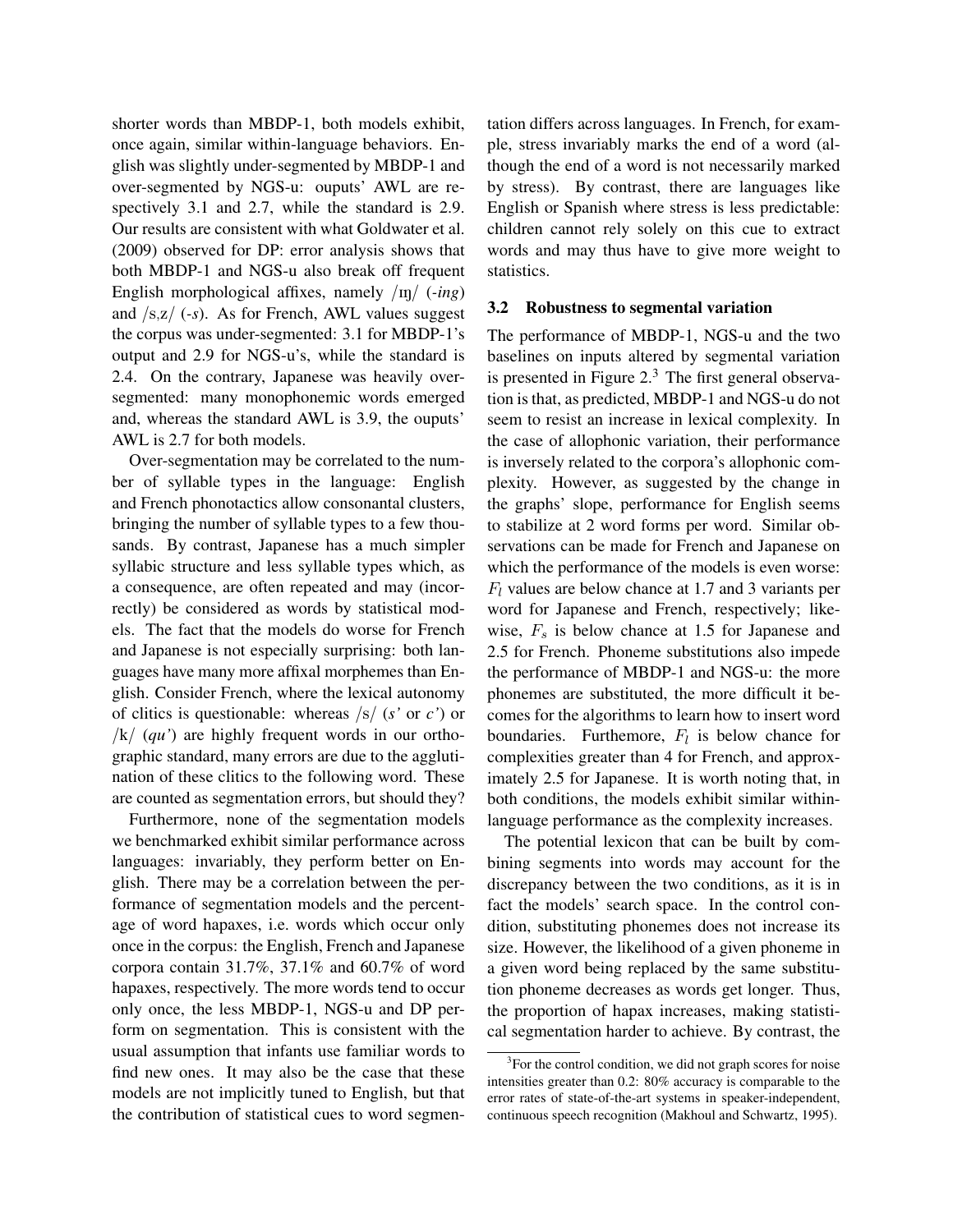shorter words than MBDP-1, both models exhibit, once again, similar within-language behaviors. English was slightly under-segmented by MBDP-1 and over-segmented by NGS-u: ouputs' AWL are respectively 3.1 and 2.7, while the standard is 2.9. Our results are consistent with what Goldwater et al. (2009) observed for DP: error analysis shows that both MBDP-1 and NGS-u also break off frequent English morphological affixes, namely /ɪŋ/ (*-ing*) and /s,z/ (*-s*). As for French, AWL values suggest the corpus was under-segmented: 3.1 for MBDP-1's output and 2.9 for NGS-u's, while the standard is 2.4. On the contrary, Japanese was heavily over-segmented: many monophonemic words emerged and, whereas the standard AWL is 3.9, the ouputs' AWL is 2.7 for both models.

Over-segmentation may be correlated to the number of syllable types in the language: English and French phonotactics allow consonantal clusters, bringing the number of syllable types to a few thousands. By contrast, Japanese has a much simpler syllabic structure and less syllable types which, as a consequence, are often repeated and may (incorrectly) be considered as words by statistical models. The fact that the models do worse for French and Japanese is not especially surprising: both languages have many more affixal morphemes than English. Consider French, where the lexical autonomy of clitics is questionable: whereas /s/ (*s'* or *c'*) or /k/ (*qu'*) are highly frequent words in our orthographic standard, many errors are due to the agglutination of these clitics to the following word. These are counted as segmentation errors, but should they?

Furthermore, none of the segmentation models we benchmarked exhibit similar performance across languages: invariably, they perform better on English. There may be a correlation between the performance of segmentation models and the percentage of word hapaxes, i.e. words which occur only once in the corpus: the English, French and Japanese corpora contain 31.7%, 37.1% and 60.7% of word hapaxes, respectively. The more words tend to occur only once, the less MBDP-1, NGS-u and DP perform on segmentation. This is consistent with the usual assumption that infants use familiar words to find new ones. It may also be the case that these models are not implicitly tuned to English, but that the contribution of statistical cues to word segmentation differs across languages. In French, for example, stress invariably marks the end of a word (although the end of a word is not necessarily marked by stress). By contrast, there are languages like English or Spanish where stress is less predictable: children cannot rely solely on this cue to extract words and may thus have to give more weight to statistics.

### 3.2 Robustness to segmental variation

The performance of MBDP-1, NGS-u and the two baselines on inputs altered by segmental variation is presented in Figure 2.[3] The first general observation is that, as predicted, MBDP-1 and NGS-u do not seem to resist an increase in lexical complexity. In the case of allophonic variation, their performance is inversely related to the corpora's allophonic complexity. However, as suggested by the change in the graphs' slope, performance for English seems to stabilize at 2 word forms per word. Similar observations can be made for French and Japanese on which the performance of the models is even worse: $F_l$ values are below chance at 1.7 and 3 variants per word for Japanese and French, respectively; likewise, $F_s$ is below chance at 1.5 for Japanese and 2.5 for French. Phoneme substitutions also impede the performance of MBDP-1 and NGS-u: the more phonemes are substituted, the more difficult it becomes for the algorithms to learn how to insert word boundaries. Furthemore, $F_l$ is below chance for complexities greater than 4 for French, and approximately 2.5 for Japanese. It is worth noting that, in both conditions, the models exhibit similar within-language performance as the complexity increases.

The potential lexicon that can be built by combining segments into words may account for the discrepancy between the two conditions, as it is in fact the models' search space. In the control condition, substituting phonemes does not increase its size. However, the likelihood of a given phoneme in a given word being replaced by the same substitution phoneme decreases as words get longer. Thus, the proportion of hapax increases, making statistical segmentation harder to achieve. By contrast, the

[3] For the control condition, we did not graph scores for noise intensities greater than 0.2: 80% accuracy is comparable to the error rates of state-of-the-art systems in speaker-independent, continuous speech recognition (Makhoul and Schwartz, 1995).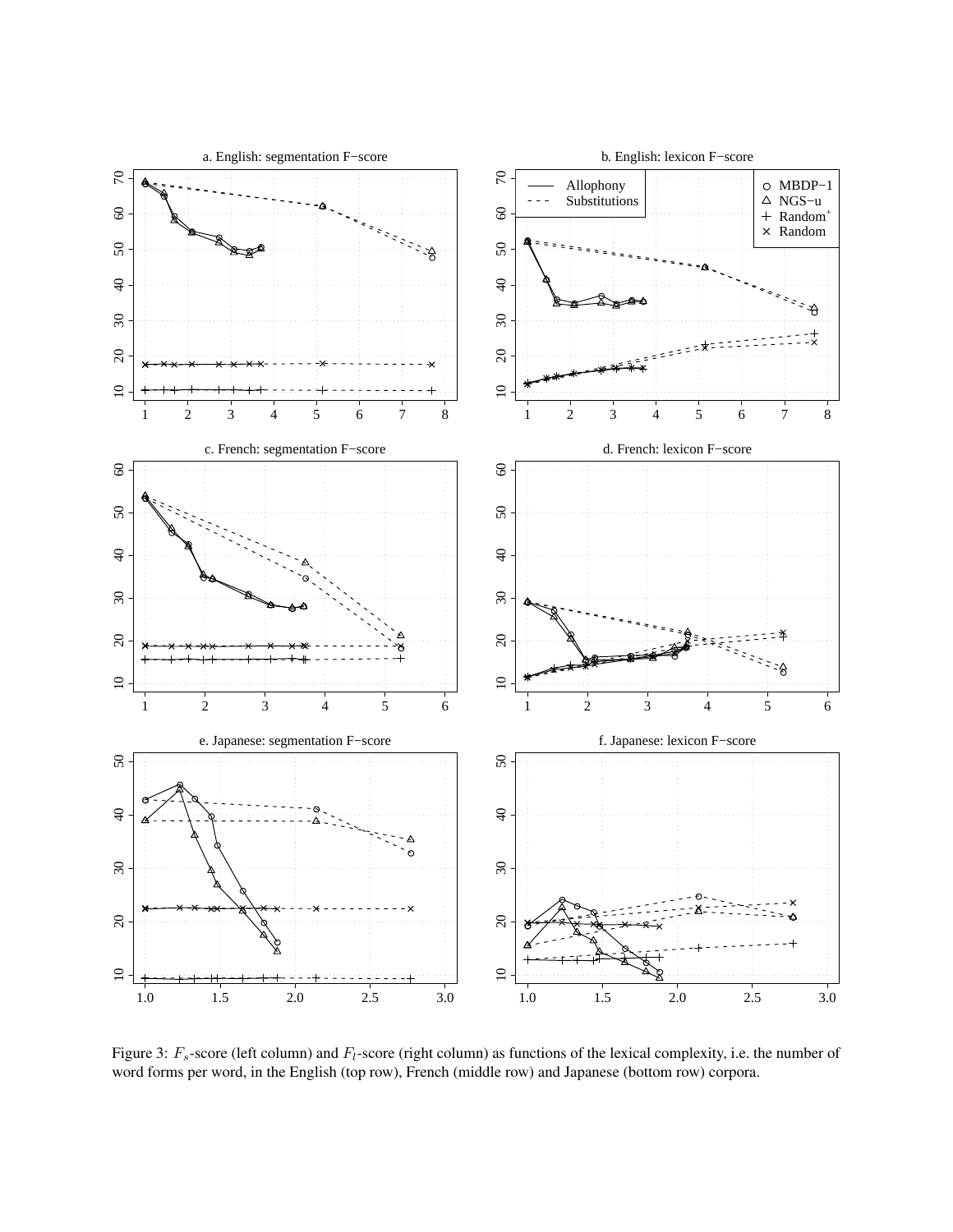Figure 3: $F_s$-score (left column) and $F_l$-score (right column) as functions of the lexical complexity, i.e. the number of word forms per word, in the English (top row), French (middle row) and Japanese (bottom row) corpora.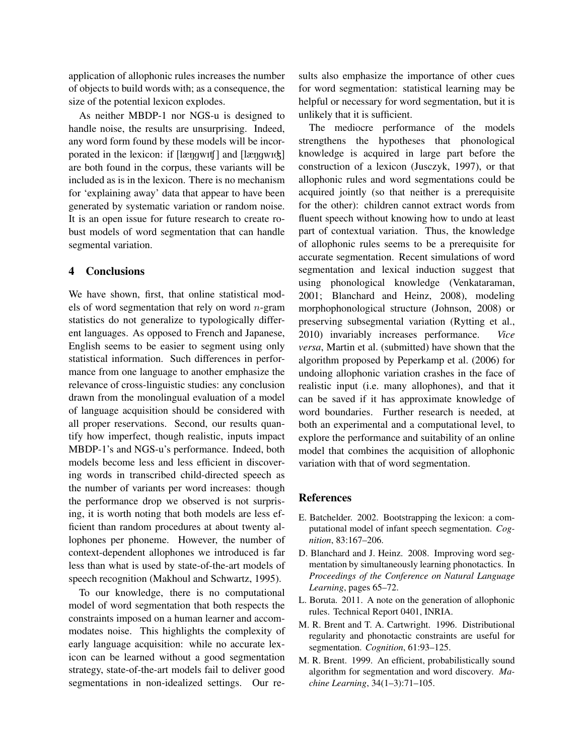application of allophonic rules increases the number of objects to build words with; as a consequence, the size of the potential lexicon explodes.

As neither MBDP-1 nor NGS-u is designed to handle noise, the results are unsurprising. Indeed, any word form found by these models will be incorporated in the lexicon: if [læŋgwɪtʃ] and [læŋgwɪʤ] are both found in the corpus, these variants will be included as is in the lexicon. There is no mechanism for 'explaining away' data that appear to have been generated by systematic variation or random noise. It is an open issue for future research to create robust models of word segmentation that can handle segmental variation.

## 4 Conclusions

We have shown, first, that online statistical models of word segmentation that rely on word $n$-gram statistics do not generalize to typologically different languages. As opposed to French and Japanese, English seems to be easier to segment using only statistical information. Such differences in performance from one language to another emphasize the relevance of cross-linguistic studies: any conclusion drawn from the monolingual evaluation of a model of language acquisition should be considered with all proper reservations. Second, our results quantify how imperfect, though realistic, inputs impact MBDP-1's and NGS-u's performance. Indeed, both models become less and less efficient in discovering words in transcribed child-directed speech as the number of variants per word increases: though the performance drop we observed is not surprising, it is worth noting that both models are less efficient than random procedures at about twenty allophones per phoneme. However, the number of context-dependent allophones we introduced is far less than what is used by state-of-the-art models of speech recognition (Makhoul and Schwartz, 1995).

To our knowledge, there is no computational model of word segmentation that both respects the constraints imposed on a human learner and accommodates noise. This highlights the complexity of early language acquisition: while no accurate lexicon can be learned without a good segmentation strategy, state-of-the-art models fail to deliver good segmentations in non-idealized settings. Our results also emphasize the importance of other cues for word segmentation: statistical learning may be helpful or necessary for word segmentation, but it is unlikely that it is sufficient.

The mediocre performance of the models strengthens the hypotheses that phonological knowledge is acquired in large part before the construction of a lexicon (Jusczyk, 1997), or that allophonic rules and word segmentations could be acquired jointly (so that neither is a prerequisite for the other): children cannot extract words from fluent speech without knowing how to undo at least part of contextual variation. Thus, the knowledge of allophonic rules seems to be a prerequisite for accurate segmentation. Recent simulations of word segmentation and lexical induction suggest that using phonological knowledge (Venkataraman, 2001; Blanchard and Heinz, 2008), modeling morphophonological structure (Johnson, 2008) or preserving subsegmental variation (Rytting et al., 2010) invariably increases performance. *Vice versa*, Martin et al. (submitted) have shown that the algorithm proposed by Peperkamp et al. (2006) for undoing allophonic variation crashes in the face of realistic input (i.e. many allophones), and that it can be saved if it has approximate knowledge of word boundaries. Further research is needed, at both an experimental and a computational level, to explore the performance and suitability of an online model that combines the acquisition of allophonic variation with that of word segmentation.

## References

E. Batchelder. 2002. Bootstrapping the lexicon: a computational model of infant speech segmentation. *Cognition*, 83:167–206.

D. Blanchard and J. Heinz. 2008. Improving word segmentation by simultaneously learning phonotactics. In *Proceedings of the Conference on Natural Language Learning*, pages 65–72.

L. Boruta. 2011. A note on the generation of allophonic rules. Technical Report 0401, INRIA.

M. R. Brent and T. A. Cartwright. 1996. Distributional regularity and phonotactic constraints are useful for segmentation. *Cognition*, 61:93–125.

M. R. Brent. 1999. An efficient, probabilistically sound algorithm for segmentation and word discovery. *Machine Learning*, 34(1–3):71–105.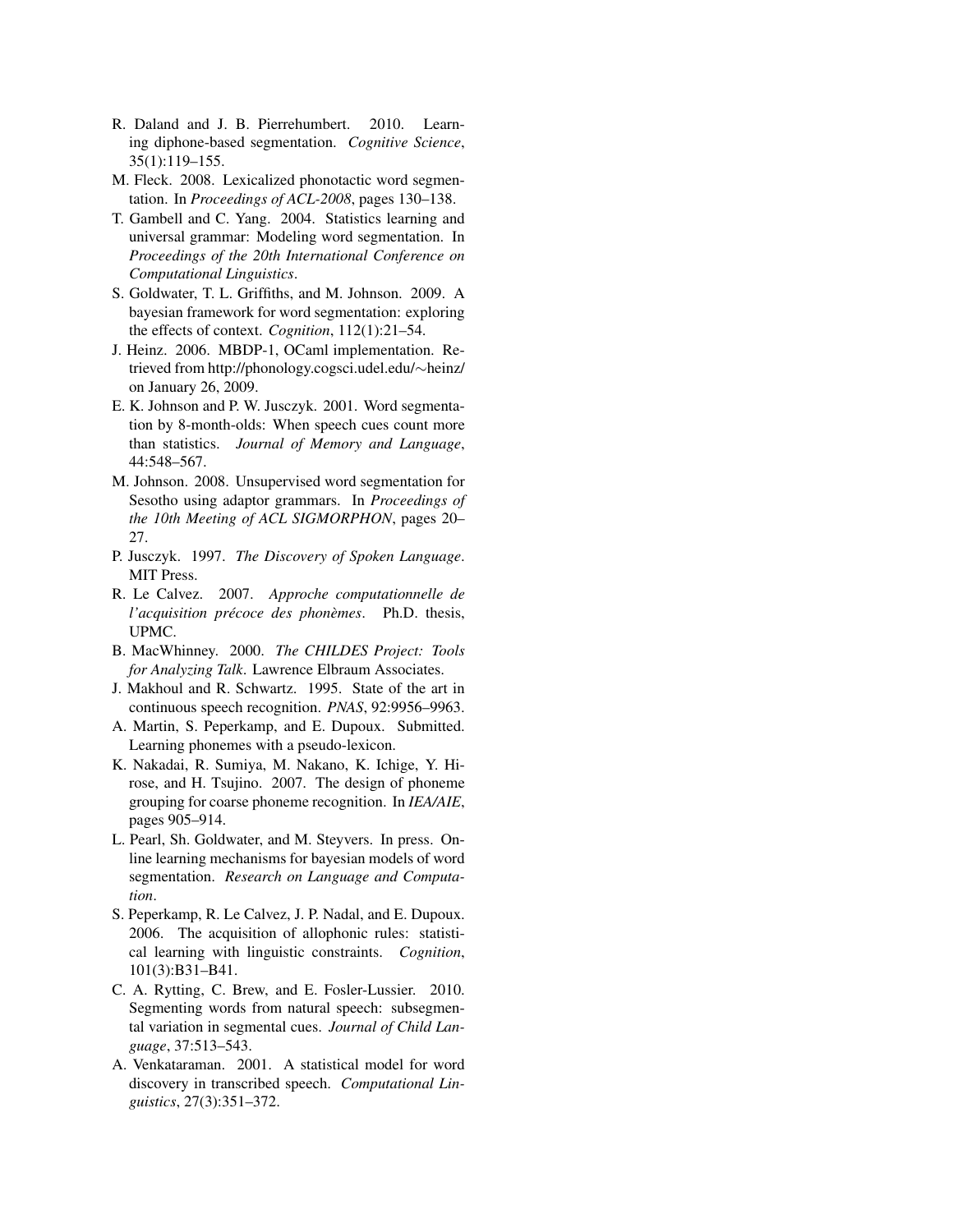R. Daland and J. B. Pierrehumbert. 2010. Learning diphone-based segmentation. *Cognitive Science*, 35(1):119–155.

M. Fleck. 2008. Lexicalized phonotactic word segmentation. In *Proceedings of ACL-2008*, pages 130–138.

T. Gambell and C. Yang. 2004. Statistics learning and universal grammar: Modeling word segmentation. In *Proceedings of the 20th International Conference on Computational Linguistics*.

S. Goldwater, T. L. Griffiths, and M. Johnson. 2009. A bayesian framework for word segmentation: exploring the effects of context. *Cognition*, 112(1):21–54.

J. Heinz. 2006. MBDP-1, OCaml implementation. Retrieved from http://phonology.cogsci.udel.edu/∼heinz/ on January 26, 2009.

E. K. Johnson and P. W. Jusczyk. 2001. Word segmentation by 8-month-olds: When speech cues count more than statistics. *Journal of Memory and Language*, 44:548–567.

M. Johnson. 2008. Unsupervised word segmentation for Sesotho using adaptor grammars. In *Proceedings of the 10th Meeting of ACL SIGMORPHON*, pages 20–27.

P. Jusczyk. 1997. *The Discovery of Spoken Language*. MIT Press.

R. Le Calvez. 2007. *Approche computationnelle de l'acquisition précoce des phonèmes*. Ph.D. thesis, UPMC.

B. MacWhinney. 2000. *The CHILDES Project: Tools for Analyzing Talk*. Lawrence Elbraum Associates.

J. Makhoul and R. Schwartz. 1995. State of the art in continuous speech recognition. *PNAS*, 92:9956–9963.

A. Martin, S. Peperkamp, and E. Dupoux. Submitted. Learning phonemes with a pseudo-lexicon.

K. Nakadai, R. Sumiya, M. Nakano, K. Ichige, Y. Hirose, and H. Tsujino. 2007. The design of phoneme grouping for coarse phoneme recognition. In *IEA/AIE*, pages 905–914.

L. Pearl, Sh. Goldwater, and M. Steyvers. In press. Online learning mechanisms for bayesian models of word segmentation. *Research on Language and Computation*.

S. Peperkamp, R. Le Calvez, J. P. Nadal, and E. Dupoux. 2006. The acquisition of allophonic rules: statistical learning with linguistic constraints. *Cognition*, 101(3):B31–B41.

C. A. Rytting, C. Brew, and E. Fosler-Lussier. 2010. Segmenting words from natural speech: subsegmental variation in segmental cues. *Journal of Child Language*, 37:513–543.

A. Venkataraman. 2001. A statistical model for word discovery in transcribed speech. *Computational Linguistics*, 27(3):351–372.